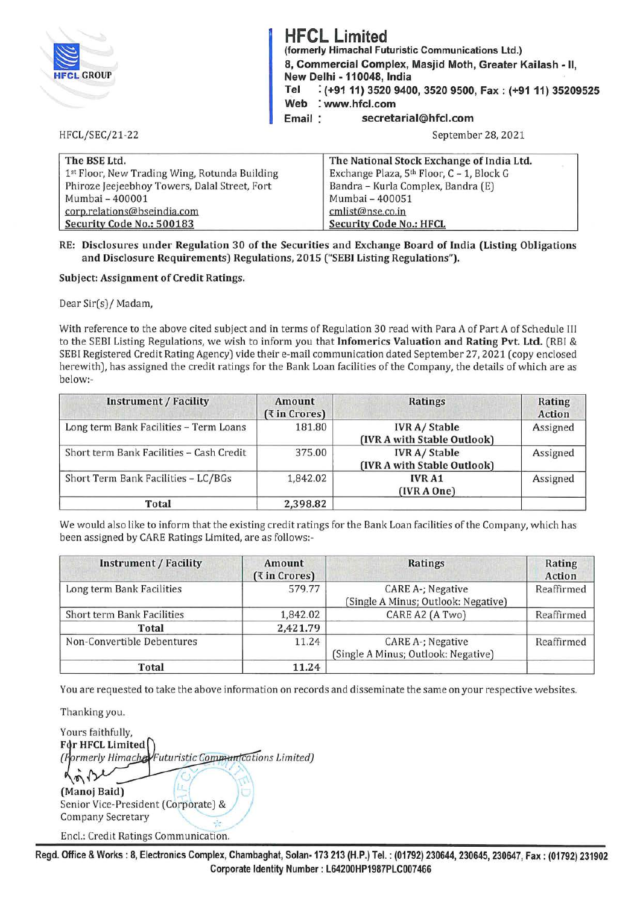# HFCL Limited

**(formerly Himachal Futuristic Communications Ltd.)**
**8, Commercial Complex, Masjid Moth, Greater Kailash - II, New Delhi - 110048, India**
**Tel : (+91 11) 3520 9400, 3520 9500, Fax : (+91 11) 35209525**
**Web : www.hfcl.com**
**Email : secretarial@hfcl.com**

HFCL/SEC/21-22

September 28, 2021

| The BSE Ltd. | The National Stock Exchange of India Ltd. |
|---|---|
| 1st Floor, New Trading Wing, Rotunda Building | Exchange Plaza, 5th Floor, C - 1, Block G |
| Phiroze Jeejeebhoy Towers, Dalal Street, Fort | Bandra – Kurla Complex, Bandra (E) |
| Mumbai – 400001 | Mumbai – 400051 |
| corp.relations@bseindia.com | cmlist@nse.co.in |
| Security Code No.: 500183 | Security Code No.: HFCL |

**RE: Disclosures under Regulation 30 of the Securities and Exchange Board of India (Listing Obligations and Disclosure Requirements) Regulations, 2015 ("SEBI Listing Regulations").**

**Subject: Assignment of Credit Ratings.**

Dear Sir(s)/ Madam,

With reference to the above cited subject and in terms of Regulation 30 read with Para A of Part A of Schedule III to the SEBI Listing Regulations, we wish to inform you that **Infomerics Valuation and Rating Pvt. Ltd.** (RBI & SEBI Registered Credit Rating Agency) vide their e-mail communication dated September 27, 2021 (copy enclosed herewith), has assigned the credit ratings for the Bank Loan facilities of the Company, the details of which are as below:-

| Instrument / Facility | Amount (₹ in Crores) | Ratings | Rating Action |
|---|---|---|---|
| Long term Bank Facilities – Term Loans | 181.80 | **IVR A/ Stable (IVR A with Stable Outlook)** | Assigned |
| Short term Bank Facilities – Cash Credit | 375.00 | **IVR A/ Stable (IVR A with Stable Outlook)** | Assigned |
| Short Term Bank Facilities – LC/BGs | 1,842.02 | **IVR A1** (IVR A One) | Assigned |
| **Total** | **2,398.82** | | |

We would also like to inform that the existing credit ratings for the Bank Loan facilities of the Company, which has been assigned by CARE Ratings Limited, are as follows:-

| Instrument / Facility | Amount (₹ in Crores) | Ratings | Rating Action |
|---|---|---|---|
| Long term Bank Facilities | 579.77 | CARE A-; Negative (Single A Minus; Outlook: Negative) | Reaffirmed |
| Short term Bank Facilities | 1,842.02 | CARE A2 (A Two) | Reaffirmed |
| **Total** | **2,421.79** | | |
| Non-Convertible Debentures | 11.24 | CARE A-; Negative (Single A Minus; Outlook: Negative) | Reaffirmed |
| **Total** | **11.24** | | |

You are requested to take the above information on records and disseminate the same on your respective websites.

Thanking you.

Yours faithfully,
**For HFCL Limited**
*(Formerly Himachal Futuristic Communications Limited)*

**(Manoj Baid)**
Senior Vice-President (Corporate) &
Company Secretary

Encl.: Credit Ratings Communication.

**Regd. Office & Works : 8, Electronics Complex, Chambaghat, Solan- 173 213 (H.P.) Tel. : (01792) 230644, 230645, 230647, Fax : (01792) 231902**
**Corporate Identity Number : L64200HP1987PLC007466**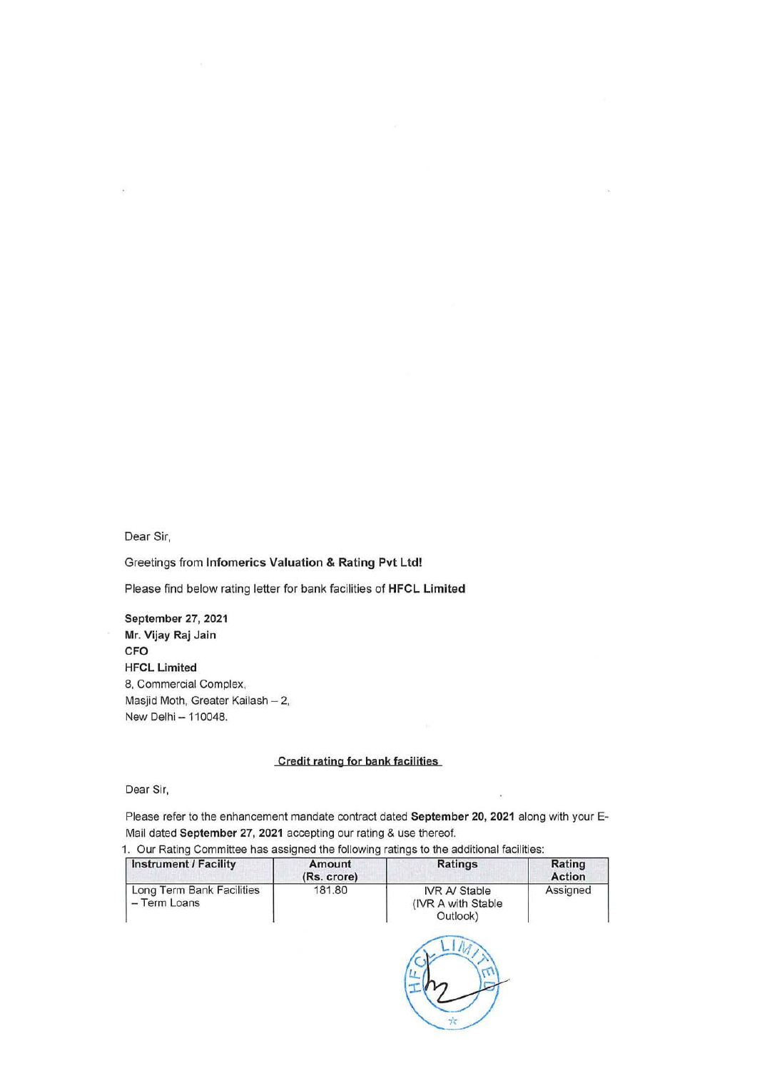Dear Sir,

Greetings from **Infomerics Valuation & Rating Pvt Ltd!**

Please find below rating letter for bank facilities of **HFCL Limited**

**September 27, 2021**
**Mr. Vijay Raj Jain**
**CFO**
**HFCL Limited**
8, Commercial Complex,
Masjid Moth, Greater Kailash – 2,
New Delhi – 110048.

**Credit rating for bank facilities**

Dear Sir,

Please refer to the enhancement mandate contract dated **September 20, 2021** along with your E-Mail dated **September 27, 2021** accepting our rating & use thereof.

1. Our Rating Committee has assigned the following ratings to the additional facilities:

| Instrument / Facility | Amount (Rs. crore) | Ratings | Rating Action |
|---|---|---|---|
| Long Term Bank Facilities – Term Loans | 181.80 | IVR A/ Stable (IVR A with Stable Outlook) | Assigned |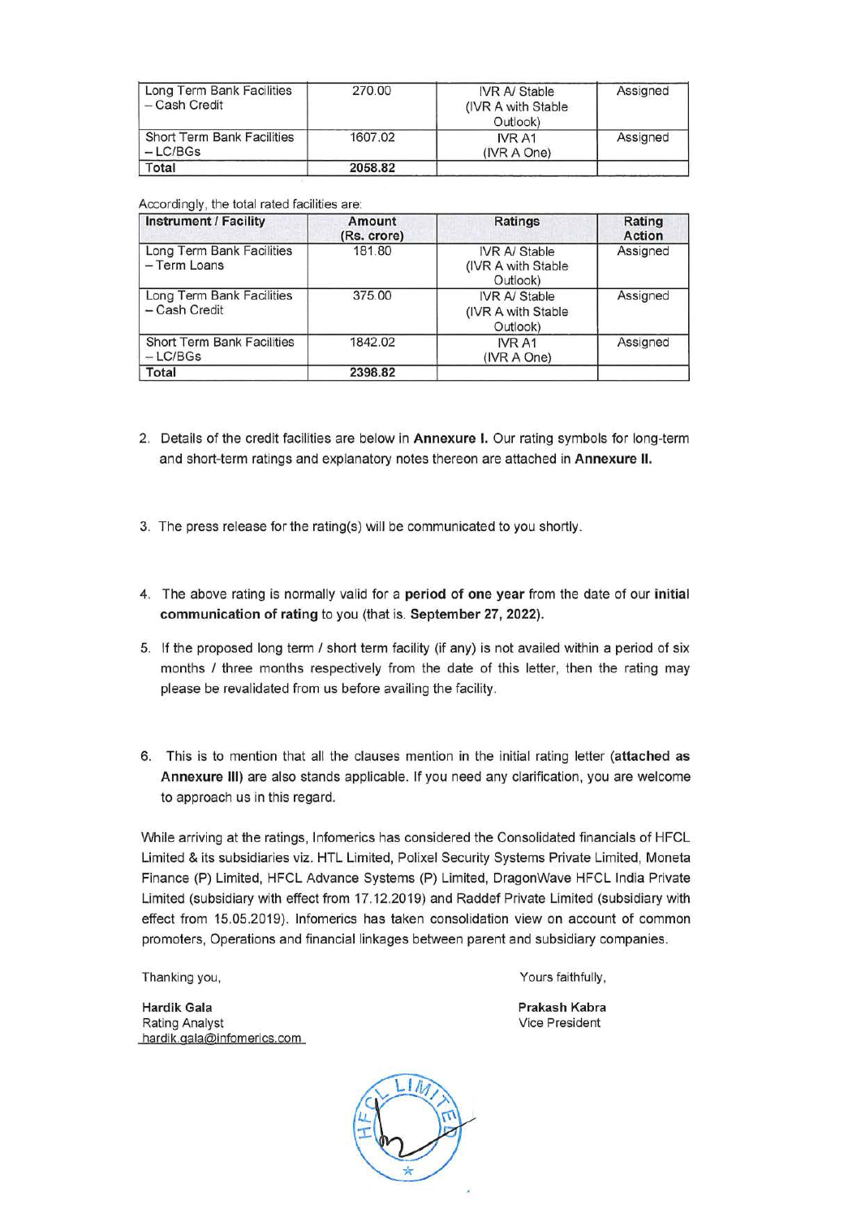| | | | |
|---|---|---|---|
| Long Term Bank Facilities – Cash Credit | 270.00 | IVR A/ Stable (IVR A with Stable Outlook) | Assigned |
| Short Term Bank Facilities – LC/BGs | 1607.02 | IVR A1 (IVR A One) | Assigned |
| Total | 2058.82 | | |

Accordingly, the total rated facilities are:

| Instrument / Facility | Amount (Rs. crore) | Ratings | Rating Action |
|---|---|---|---|
| Long Term Bank Facilities – Term Loans | 181.80 | IVR A/ Stable (IVR A with Stable Outlook) | Assigned |
| Long Term Bank Facilities – Cash Credit | 375.00 | IVR A/ Stable (IVR A with Stable Outlook) | Assigned |
| Short Term Bank Facilities – LC/BGs | 1842.02 | IVR A1 (IVR A One) | Assigned |
| **Total** | **2398.82** | | |

2. Details of the credit facilities are below in **Annexure I.** Our rating symbols for long-term and short-term ratings and explanatory notes thereon are attached in **Annexure II.**

3. The press release for the rating(s) will be communicated to you shortly.

4. The above rating is normally valid for a **period of one year** from the date of our **initial communication of rating** to you (that is. **September 27, 2022).**

5. If the proposed long term / short term facility (if any) is not availed within a period of six months / three months respectively from the date of this letter, then the rating may please be revalidated from us before availing the facility.

6. This is to mention that all the clauses mention in the initial rating letter (**attached as Annexure III**) are also stands applicable. If you need any clarification, you are welcome to approach us in this regard.

While arriving at the ratings, Infomerics has considered the Consolidated financials of HFCL Limited & its subsidiaries viz. HTL Limited, Polixel Security Systems Private Limited, Moneta Finance (P) Limited, HFCL Advance Systems (P) Limited, DragonWave HFCL India Private Limited (subsidiary with effect from 17.12.2019) and Raddef Private Limited (subsidiary with effect from 15.05.2019). Infomerics has taken consolidation view on account of common promoters, Operations and financial linkages between parent and subsidiary companies.

Thanking you,

**Hardik Gala**
Rating Analyst
hardik.gala@infomerics.com

Yours faithfully,

**Prakash Kabra**
Vice President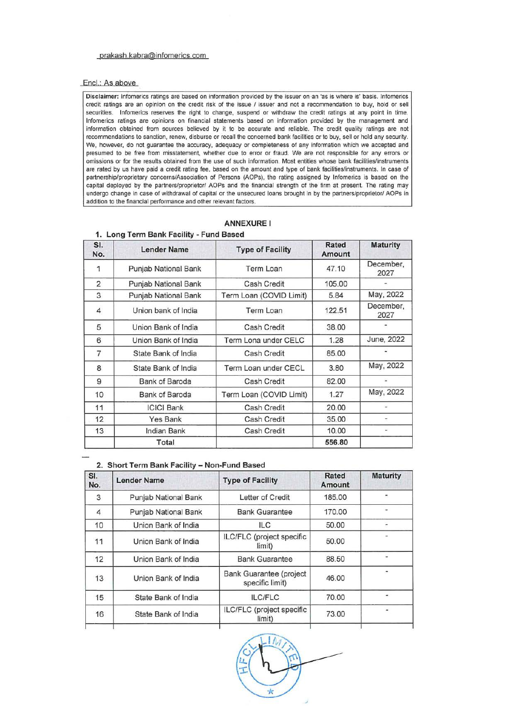prakash.kabra@infomerics.com

Encl.: As above

> **Disclaimer:** Infomerics ratings are based on information provided by the issuer on an 'as is where is' basis. Infomerics credit ratings are an opinion on the credit risk of the issue / issuer and not a recommendation to buy, hold or sell securities. Infomerics reserves the right to change, suspend or withdraw the credit ratings at any point in time. Infomerics ratings are opinions on financial statements based on information provided by the management and information obtained from sources believed by it to be accurate and reliable. The credit quality ratings are not recommendations to sanction, renew, disburse or recall the concerned bank facilities or to buy, sell or hold any security. We, however, do not guarantee the accuracy, adequacy or completeness of any information which we accepted and presumed to be free from misstatement, whether due to error or fraud. We are not responsible for any errors or omissions or for the results obtained from the use of such information. Most entities whose bank facilities/instruments are rated by us have paid a credit rating fee, based on the amount and type of bank facilities/instruments. In case of partnership/proprietary concerns/Association of Persons (AOPs), the rating assigned by Infomerics is based on the capital deployed by the partners/proprietor/ AOPs and the financial strength of the firm at present. The rating may undergo change in case of withdrawal of capital or the unsecured loans brought in by the partners/proprietor/ AOPs in addition to the financial performance and other relevant factors.

## ANNEXURE I

### 1. Long Term Bank Facility - Fund Based

| Sl. No. | Lender Name | Type of Facility | Rated Amount | Maturity |
|---|---|---|---|---|
| 1 | Punjab National Bank | Term Loan | 47.10 | December, 2027 |
| 2 | Punjab National Bank | Cash Credit | 105.00 | - |
| 3 | Punjab National Bank | Term Loan (COVID Limit) | 5.84 | May, 2022 |
| 4 | Union bank of India | Term Loan | 122.51 | December, 2027 |
| 5 | Union Bank of India | Cash Credit | 38.00 | - |
| 6 | Union Bank of India | Term Lona under CELC | 1.28 | June, 2022 |
| 7 | State Bank of India | Cash Credit | 85.00 | - |
| 8 | State Bank of India | Term Loan under CECL | 3.80 | May, 2022 |
| 9 | Bank of Baroda | Cash Credit | 82.00 | - |
| 10 | Bank of Baroda | Term Loan (COVID Limit) | 1.27 | May, 2022 |
| 11 | ICICI Bank | Cash Credit | 20.00 | - |
| 12 | Yes Bank | Cash Credit | 35.00 | - |
| 13 | Indian Bank | Cash Credit | 10.00 | - |
| | Total | | **556.80** | |

### 2. Short Term Bank Facility – Non-Fund Based

| Sl. No. | Lender Name | Type of Facility | Rated Amount | Maturity |
|---|---|---|---|---|
| 3 | Punjab National Bank | Letter of Credit | 185.00 | - |
| 4 | Punjab National Bank | Bank Guarantee | 170.00 | - |
| 10 | Union Bank of India | ILC | 50.00 | - |
| 11 | Union Bank of India | ILC/FLC (project specific limit) | 50.00 | - |
| 12 | Union Bank of India | Bank Guarantee | 88.50 | - |
| 13 | Union Bank of India | Bank Guarantee (project specific limit) | 46.00 | - |
| 15 | State Bank of India | ILC/FLC | 70.00 | - |
| 16 | State Bank of India | ILC/FLC (project specific limit) | 73.00 | - |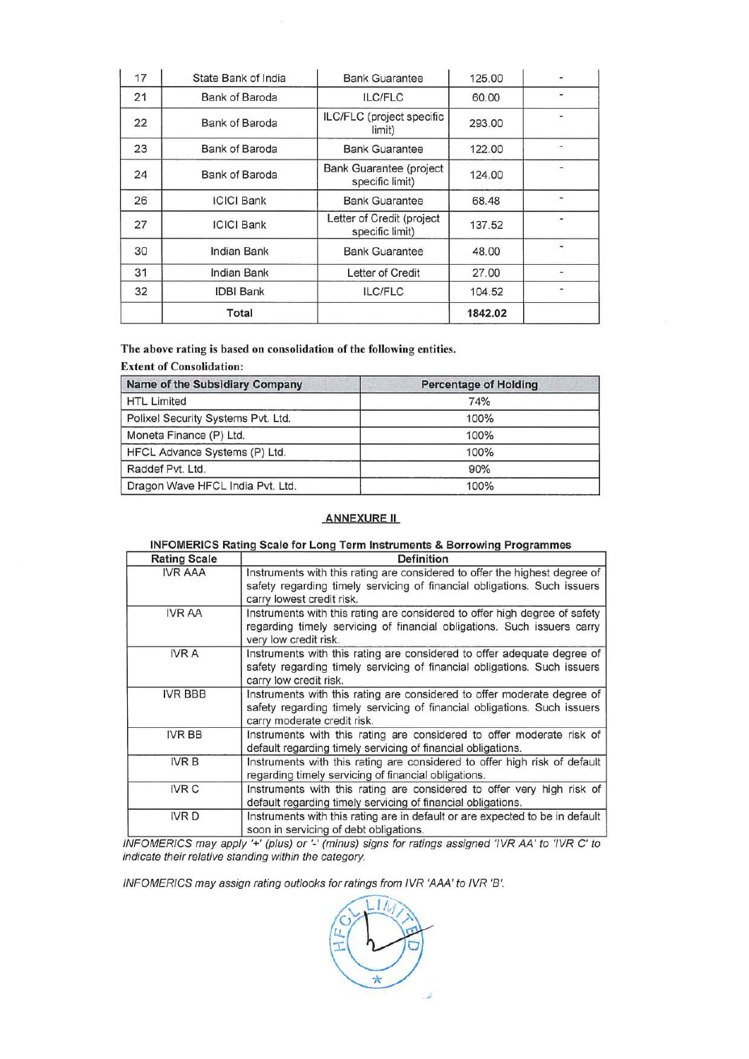| 17 | State Bank of India | Bank Guarantee | 125.00 | - |
|---|---|---|---|---|
| 21 | Bank of Baroda | ILC/FLC | 60.00 | - |
| 22 | Bank of Baroda | ILC/FLC (project specific limit) | 293.00 | - |
| 23 | Bank of Baroda | Bank Guarantee | 122.00 | - |
| 24 | Bank of Baroda | Bank Guarantee (project specific limit) | 124.00 | - |
| 26 | ICICI Bank | Bank Guarantee | 68.48 | - |
| 27 | ICICI Bank | Letter of Credit (project specific limit) | 137.52 | - |
| 30 | Indian Bank | Bank Guarantee | 48.00 | - |
| 31 | Indian Bank | Letter of Credit | 27.00 | - |
| 32 | IDBI Bank | ILC/FLC | 104.52 | - |
| | Total | | **1842.02** | |

**The above rating is based on consolidation of the following entities.**

**Extent of Consolidation:**

| Name of the Subsidiary Company | Percentage of Holding |
|---|---|
| HTL Limited | 74% |
| Polixel Security Systems Pvt. Ltd. | 100% |
| Moneta Finance (P) Ltd. | 100% |
| HFCL Advance Systems (P) Ltd. | 100% |
| Raddef Pvt. Ltd. | 90% |
| Dragon Wave HFCL India Pvt. Ltd. | 100% |

## ANNEXURE II

**INFOMERICS Rating Scale for Long Term Instruments & Borrowing Programmes**

| Rating Scale | Definition |
|---|---|
| IVR AAA | Instruments with this rating are considered to offer the highest degree of safety regarding timely servicing of financial obligations. Such issuers carry lowest credit risk. |
| IVR AA | Instruments with this rating are considered to offer high degree of safety regarding timely servicing of financial obligations. Such issuers carry very low credit risk. |
| IVR A | Instruments with this rating are considered to offer adequate degree of safety regarding timely servicing of financial obligations. Such issuers carry low credit risk. |
| IVR BBB | Instruments with this rating are considered to offer moderate degree of safety regarding timely servicing of financial obligations. Such issuers carry moderate credit risk. |
| IVR BB | Instruments with this rating are considered to offer moderate risk of default regarding timely servicing of financial obligations. |
| IVR B | Instruments with this rating are considered to offer high risk of default regarding timely servicing of financial obligations. |
| IVR C | Instruments with this rating are considered to offer very high risk of default regarding timely servicing of financial obligations. |
| IVR D | Instruments with this rating are in default or are expected to be in default soon in servicing of debt obligations. |

*INFOMERICS may apply '+' (plus) or '-' (minus) signs for ratings assigned 'IVR AA' to 'IVR C' to indicate their relative standing within the category.*

*INFOMERICS may assign rating outlooks for ratings from IVR 'AAA' to IVR 'B'.*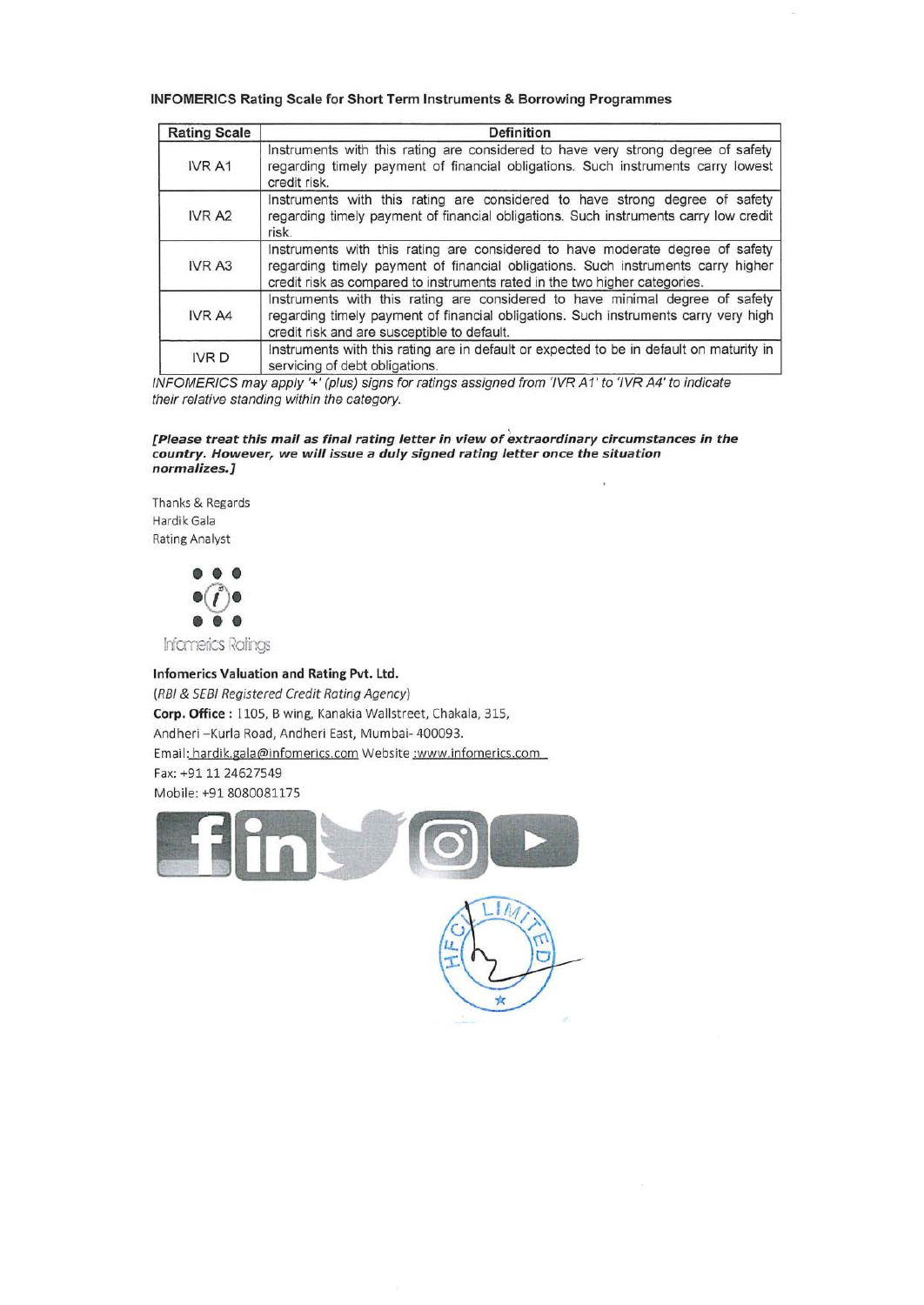**INFOMERICS Rating Scale for Short Term Instruments & Borrowing Programmes**

| Rating Scale | Definition |
|---|---|
| IVR A1 | Instruments with this rating are considered to have very strong degree of safety regarding timely payment of financial obligations. Such instruments carry lowest credit risk. |
| IVR A2 | Instruments with this rating are considered to have strong degree of safety regarding timely payment of financial obligations. Such instruments carry low credit risk. |
| IVR A3 | Instruments with this rating are considered to have moderate degree of safety regarding timely payment of financial obligations. Such instruments carry higher credit risk as compared to instruments rated in the two higher categories. |
| IVR A4 | Instruments with this rating are considered to have minimal degree of safety regarding timely payment of financial obligations. Such instruments carry very high credit risk and are susceptible to default. |
| IVR D | Instruments with this rating are in default or expected to be in default on maturity in servicing of debt obligations. |

*INFOMERICS may apply '+' (plus) signs for ratings assigned from 'IVR A1' to 'IVR A4' to indicate their relative standing within the category.*

***[Please treat this mail as final rating letter in view of extraordinary circumstances in the country. However, we will issue a duly signed rating letter once the situation normalizes.]***

Thanks & Regards
Hardik Gala
Rating Analyst

Infomerics Ratings

**Infomerics Valuation and Rating Pvt. Ltd.**
*(RBI & SEBI Registered Credit Rating Agency)*
**Corp. Office :** 1105, B wing, Kanakia Wallstreet, Chakala, 315, Andheri –Kurla Road, Andheri East, Mumbai- 400093.
Email: hardik.gala@infomerics.com Website :www.infomerics.com
Fax: +91 11 24627549
Mobile: +91 8080081175

HFCL LIMITED